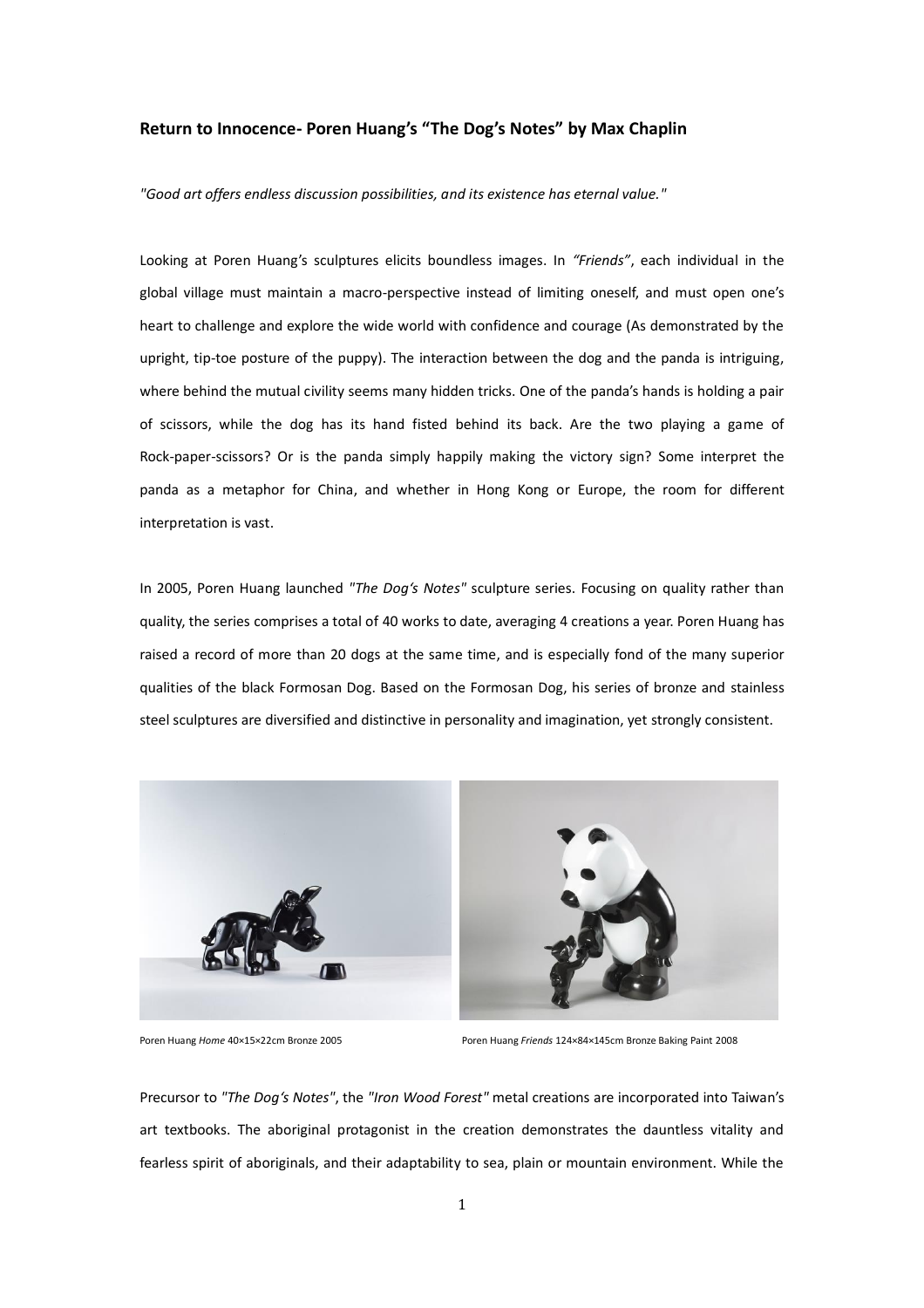**Return to Innocence- Poren Huang's "The Dog's Notes" by Max Chaplin**

*"Good art offers endless discussion possibilities, and its existence has eternal value."*

Looking at Poren Huang's sculptures elicits boundless images. In *"Friends"*, each individual in the global village must maintain a macro-perspective instead of limiting oneself, and must open one's heart to challenge and explore the wide world with confidence and courage (As demonstrated by the upright, tip-toe posture of the puppy). The interaction between the dog and the panda is intriguing, where behind the mutual civility seems many hidden tricks. One of the panda's hands is holding a pair of scissors, while the dog has its hand fisted behind its back. Are the two playing a game of Rock-paper-scissors? Or is the panda simply happily making the victory sign? Some interpret the panda as a metaphor for China, and whether in Hong Kong or Europe, the room for different interpretation is vast.

In 2005, Poren Huang launched *"The Dog's Notes"* sculpture series. Focusing on quality rather than quality, the series comprises a total of 40 works to date, averaging 4 creations a year. Poren Huang has raised a record of more than 20 dogs at the same time, and is especially fond of the many superior qualities of the black Formosan Dog. Based on the Formosan Dog, his series of bronze and stainless steel sculptures are diversified and distinctive in personality and imagination, yet strongly consistent.

Poren Huang *Home* 40×15×22cm Bronze 2005

Poren Huang *Friends* 124×84×145cm Bronze Baking Paint 2008

Precursor to *"The Dog's Notes"*, the *"Iron Wood Forest"* metal creations are incorporated into Taiwan's art textbooks. The aboriginal protagonist in the creation demonstrates the dauntless vitality and fearless spirit of aboriginals, and their adaptability to sea, plain or mountain environment. While the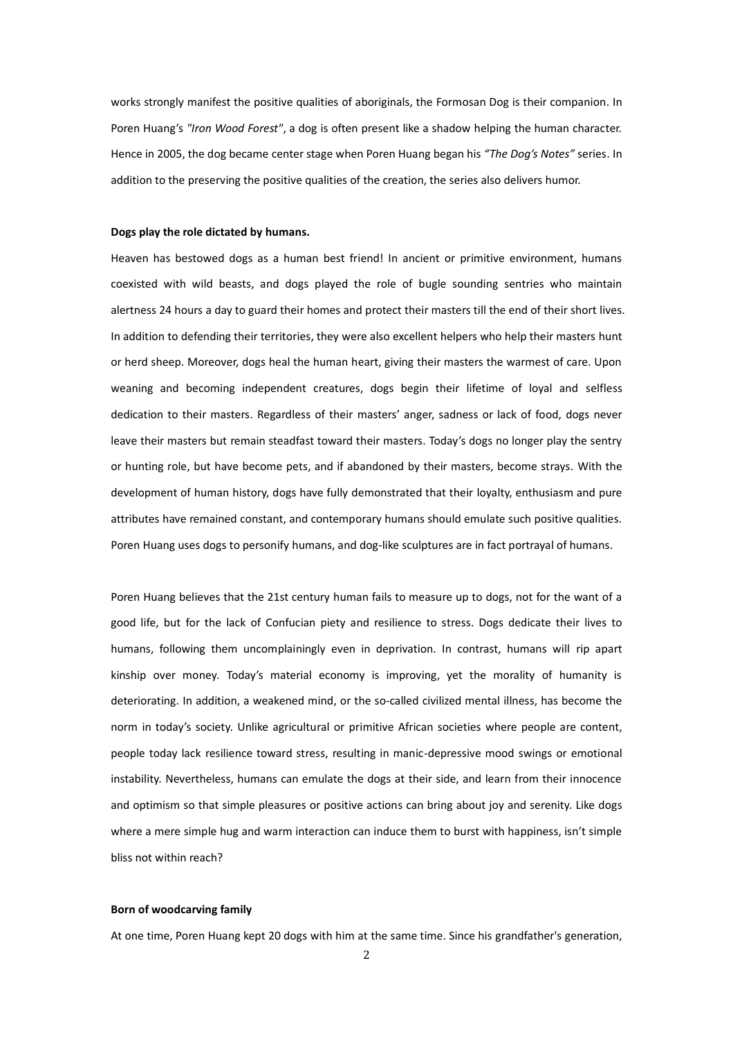works strongly manifest the positive qualities of aboriginals, the Formosan Dog is their companion. In Poren Huang's *"Iron Wood Forest"*, a dog is often present like a shadow helping the human character. Hence in 2005, the dog became center stage when Poren Huang began his *"The Dog's Notes"* series. In addition to the preserving the positive qualities of the creation, the series also delivers humor.

**Dogs play the role dictated by humans.**

Heaven has bestowed dogs as a human best friend! In ancient or primitive environment, humans coexisted with wild beasts, and dogs played the role of bugle sounding sentries who maintain alertness 24 hours a day to guard their homes and protect their masters till the end of their short lives. In addition to defending their territories, they were also excellent helpers who help their masters hunt or herd sheep. Moreover, dogs heal the human heart, giving their masters the warmest of care. Upon weaning and becoming independent creatures, dogs begin their lifetime of loyal and selfless dedication to their masters. Regardless of their masters' anger, sadness or lack of food, dogs never leave their masters but remain steadfast toward their masters. Today's dogs no longer play the sentry or hunting role, but have become pets, and if abandoned by their masters, become strays. With the development of human history, dogs have fully demonstrated that their loyalty, enthusiasm and pure attributes have remained constant, and contemporary humans should emulate such positive qualities. Poren Huang uses dogs to personify humans, and dog-like sculptures are in fact portrayal of humans.

Poren Huang believes that the 21st century human fails to measure up to dogs, not for the want of a good life, but for the lack of Confucian piety and resilience to stress. Dogs dedicate their lives to humans, following them uncomplainingly even in deprivation. In contrast, humans will rip apart kinship over money. Today's material economy is improving, yet the morality of humanity is deteriorating. In addition, a weakened mind, or the so-called civilized mental illness, has become the norm in today's society. Unlike agricultural or primitive African societies where people are content, people today lack resilience toward stress, resulting in manic-depressive mood swings or emotional instability. Nevertheless, humans can emulate the dogs at their side, and learn from their innocence and optimism so that simple pleasures or positive actions can bring about joy and serenity. Like dogs where a mere simple hug and warm interaction can induce them to burst with happiness, isn't simple bliss not within reach?

**Born of woodcarving family**

At one time, Poren Huang kept 20 dogs with him at the same time. Since his grandfather's generation,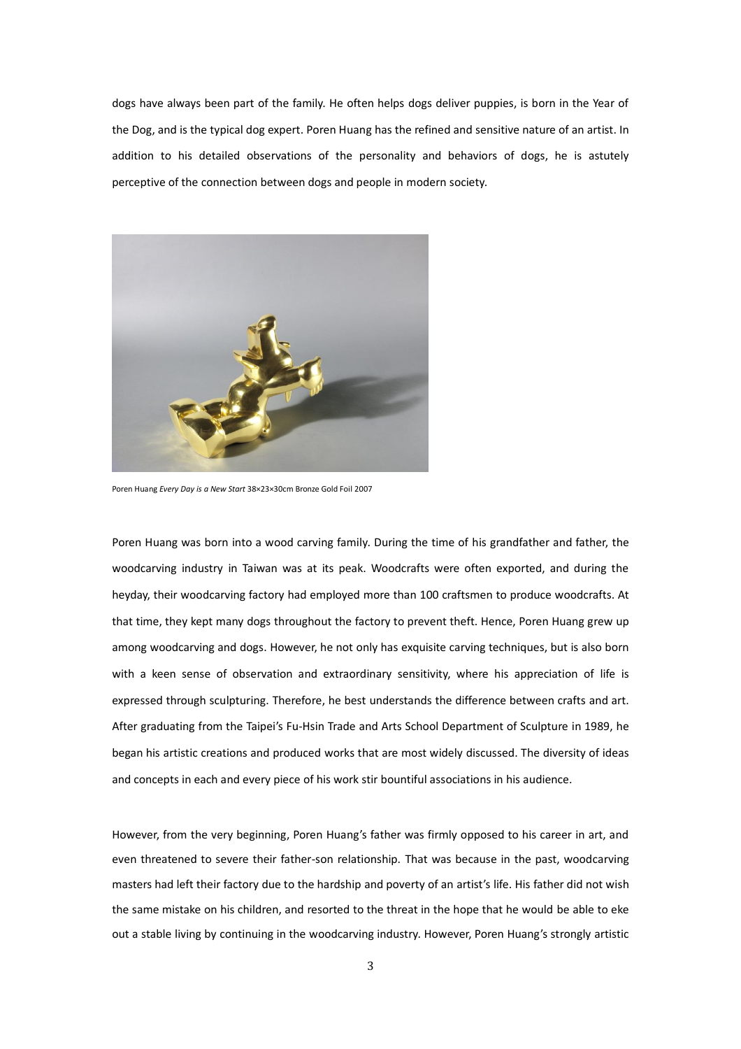dogs have always been part of the family. He often helps dogs deliver puppies, is born in the Year of the Dog, and is the typical dog expert. Poren Huang has the refined and sensitive nature of an artist. In addition to his detailed observations of the personality and behaviors of dogs, he is astutely perceptive of the connection between dogs and people in modern society.

Poren Huang *Every Day is a New Start* 38×23×30cm Bronze Gold Foil 2007

Poren Huang was born into a wood carving family. During the time of his grandfather and father, the woodcarving industry in Taiwan was at its peak. Woodcrafts were often exported, and during the heyday, their woodcarving factory had employed more than 100 craftsmen to produce woodcrafts. At that time, they kept many dogs throughout the factory to prevent theft. Hence, Poren Huang grew up among woodcarving and dogs. However, he not only has exquisite carving techniques, but is also born with a keen sense of observation and extraordinary sensitivity, where his appreciation of life is expressed through sculpturing. Therefore, he best understands the difference between crafts and art. After graduating from the Taipei's Fu-Hsin Trade and Arts School Department of Sculpture in 1989, he began his artistic creations and produced works that are most widely discussed. The diversity of ideas and concepts in each and every piece of his work stir bountiful associations in his audience.

However, from the very beginning, Poren Huang's father was firmly opposed to his career in art, and even threatened to severe their father-son relationship. That was because in the past, woodcarving masters had left their factory due to the hardship and poverty of an artist's life. His father did not wish the same mistake on his children, and resorted to the threat in the hope that he would be able to eke out a stable living by continuing in the woodcarving industry. However, Poren Huang's strongly artistic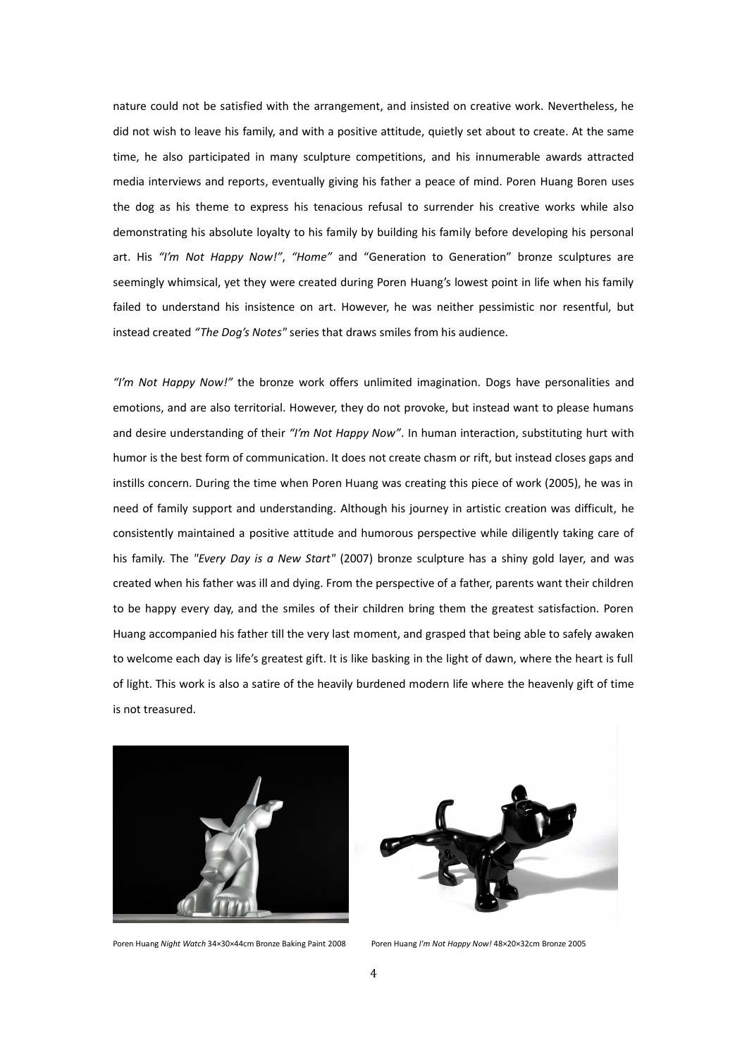nature could not be satisfied with the arrangement, and insisted on creative work. Nevertheless, he did not wish to leave his family, and with a positive attitude, quietly set about to create. At the same time, he also participated in many sculpture competitions, and his innumerable awards attracted media interviews and reports, eventually giving his father a peace of mind. Poren Huang Boren uses the dog as his theme to express his tenacious refusal to surrender his creative works while also demonstrating his absolute loyalty to his family by building his family before developing his personal art. His *"I'm Not Happy Now!"*, *"Home"* and "Generation to Generation" bronze sculptures are seemingly whimsical, yet they were created during Poren Huang's lowest point in life when his family failed to understand his insistence on art. However, he was neither pessimistic nor resentful, but instead created *"The Dog's Notes"* series that draws smiles from his audience.

*"I'm Not Happy Now!"* the bronze work offers unlimited imagination. Dogs have personalities and emotions, and are also territorial. However, they do not provoke, but instead want to please humans and desire understanding of their *"I'm Not Happy Now"*. In human interaction, substituting hurt with humor is the best form of communication. It does not create chasm or rift, but instead closes gaps and instills concern. During the time when Poren Huang was creating this piece of work (2005), he was in need of family support and understanding. Although his journey in artistic creation was difficult, he consistently maintained a positive attitude and humorous perspective while diligently taking care of his family. The *"Every Day is a New Start"* (2007) bronze sculpture has a shiny gold layer, and was created when his father was ill and dying. From the perspective of a father, parents want their children to be happy every day, and the smiles of their children bring them the greatest satisfaction. Poren Huang accompanied his father till the very last moment, and grasped that being able to safely awaken to welcome each day is life's greatest gift. It is like basking in the light of dawn, where the heart is full of light. This work is also a satire of the heavily burdened modern life where the heavenly gift of time is not treasured.

Poren Huang *Night Watch* 34×30×44cm Bronze Baking Paint 2008

Poren Huang *I'm Not Happy Now!* 48×20×32cm Bronze 2005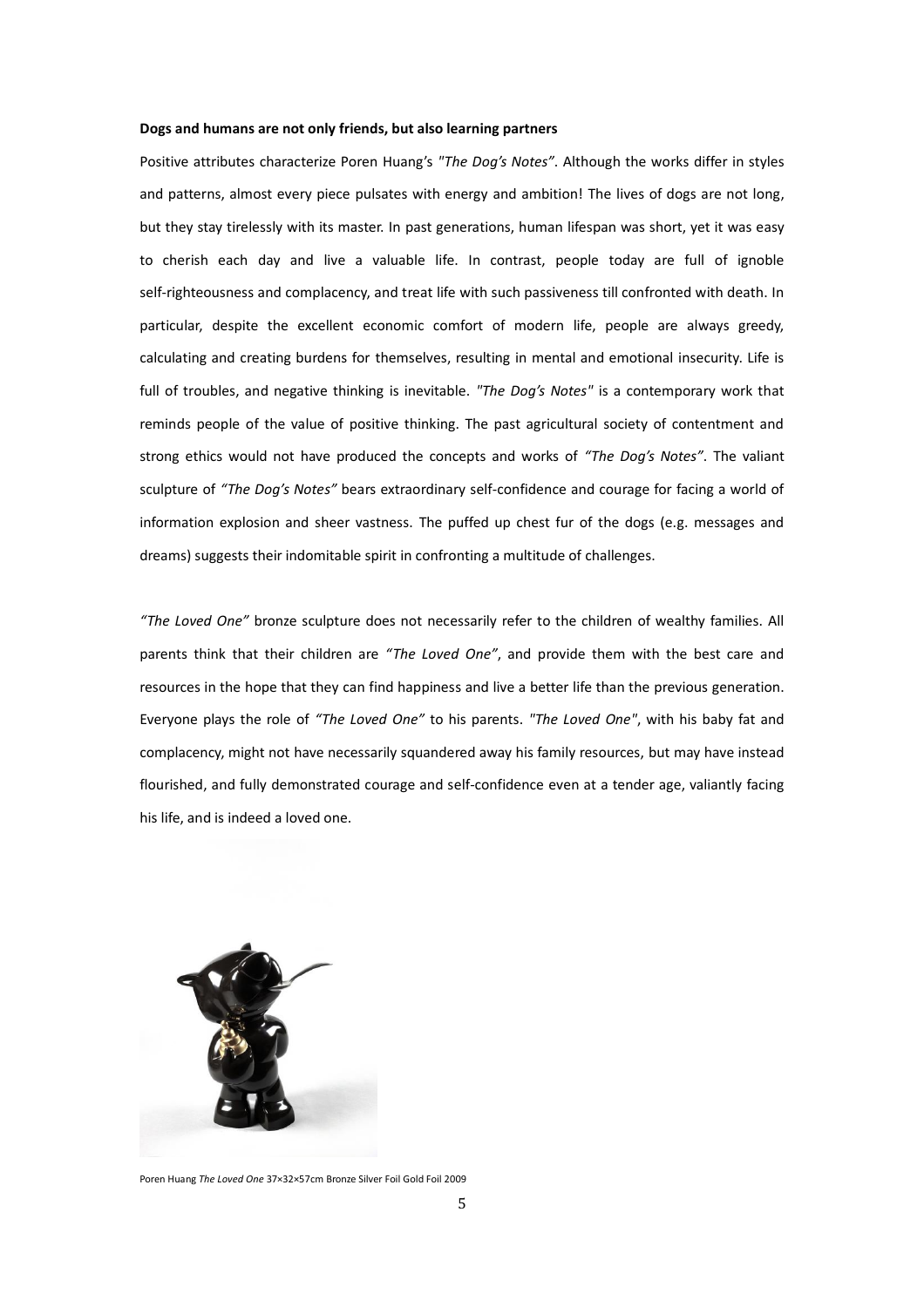**Dogs and humans are not only friends, but also learning partners**

Positive attributes characterize Poren Huang's *"The Dog's Notes"*. Although the works differ in styles and patterns, almost every piece pulsates with energy and ambition! The lives of dogs are not long, but they stay tirelessly with its master. In past generations, human lifespan was short, yet it was easy to cherish each day and live a valuable life. In contrast, people today are full of ignoble self-righteousness and complacency, and treat life with such passiveness till confronted with death. In particular, despite the excellent economic comfort of modern life, people are always greedy, calculating and creating burdens for themselves, resulting in mental and emotional insecurity. Life is full of troubles, and negative thinking is inevitable. *"The Dog's Notes"* is a contemporary work that reminds people of the value of positive thinking. The past agricultural society of contentment and strong ethics would not have produced the concepts and works of *"The Dog's Notes"*. The valiant sculpture of *"The Dog's Notes"* bears extraordinary self-confidence and courage for facing a world of information explosion and sheer vastness. The puffed up chest fur of the dogs (e.g. messages and dreams) suggests their indomitable spirit in confronting a multitude of challenges.

*"The Loved One"* bronze sculpture does not necessarily refer to the children of wealthy families. All parents think that their children are *"The Loved One"*, and provide them with the best care and resources in the hope that they can find happiness and live a better life than the previous generation. Everyone plays the role of *"The Loved One"* to his parents. *"The Loved One"*, with his baby fat and complacency, might not have necessarily squandered away his family resources, but may have instead flourished, and fully demonstrated courage and self-confidence even at a tender age, valiantly facing his life, and is indeed a loved one.

Poren Huang *The Loved One* 37×32×57cm Bronze Silver Foil Gold Foil 2009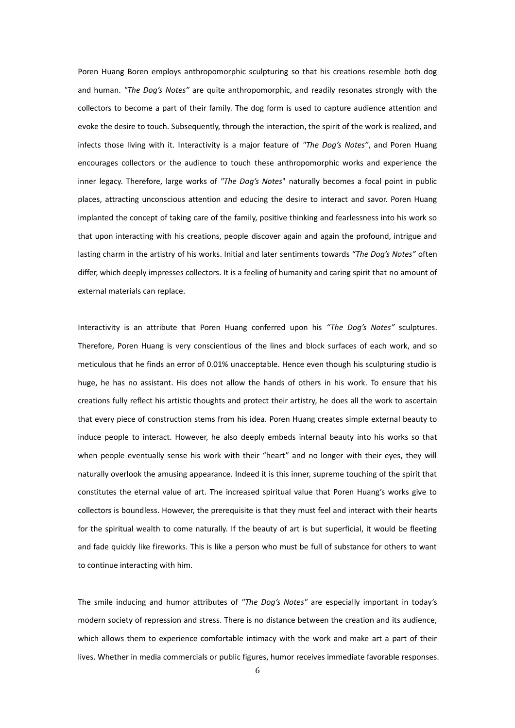Poren Huang Boren employs anthropomorphic sculpturing so that his creations resemble both dog and human. *"The Dog's Notes"* are quite anthropomorphic, and readily resonates strongly with the collectors to become a part of their family. The dog form is used to capture audience attention and evoke the desire to touch. Subsequently, through the interaction, the spirit of the work is realized, and infects those living with it. Interactivity is a major feature of *"The Dog's Notes"*, and Poren Huang encourages collectors or the audience to touch these anthropomorphic works and experience the inner legacy. Therefore, large works of *"The Dog's Notes"* naturally becomes a focal point in public places, attracting unconscious attention and educing the desire to interact and savor. Poren Huang implanted the concept of taking care of the family, positive thinking and fearlessness into his work so that upon interacting with his creations, people discover again and again the profound, intrigue and lasting charm in the artistry of his works. Initial and later sentiments towards *"The Dog's Notes"* often differ, which deeply impresses collectors. It is a feeling of humanity and caring spirit that no amount of external materials can replace.

Interactivity is an attribute that Poren Huang conferred upon his *"The Dog's Notes"* sculptures. Therefore, Poren Huang is very conscientious of the lines and block surfaces of each work, and so meticulous that he finds an error of 0.01% unacceptable. Hence even though his sculpturing studio is huge, he has no assistant. His does not allow the hands of others in his work. To ensure that his creations fully reflect his artistic thoughts and protect their artistry, he does all the work to ascertain that every piece of construction stems from his idea. Poren Huang creates simple external beauty to induce people to interact. However, he also deeply embeds internal beauty into his works so that when people eventually sense his work with their "heart" and no longer with their eyes, they will naturally overlook the amusing appearance. Indeed it is this inner, supreme touching of the spirit that constitutes the eternal value of art. The increased spiritual value that Poren Huang's works give to collectors is boundless. However, the prerequisite is that they must feel and interact with their hearts for the spiritual wealth to come naturally. If the beauty of art is but superficial, it would be fleeting and fade quickly like fireworks. This is like a person who must be full of substance for others to want to continue interacting with him.

The smile inducing and humor attributes of *"The Dog's Notes"* are especially important in today's modern society of repression and stress. There is no distance between the creation and its audience, which allows them to experience comfortable intimacy with the work and make art a part of their lives. Whether in media commercials or public figures, humor receives immediate favorable responses.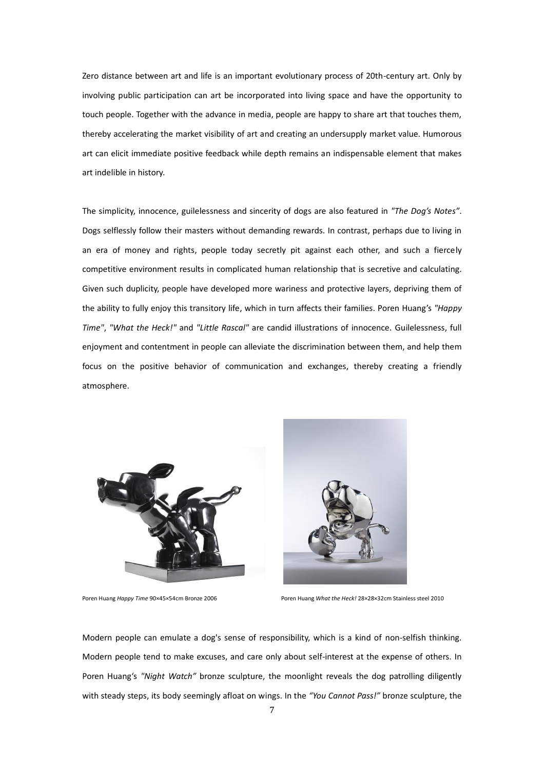Zero distance between art and life is an important evolutionary process of 20th-century art. Only by involving public participation can art be incorporated into living space and have the opportunity to touch people. Together with the advance in media, people are happy to share art that touches them, thereby accelerating the market visibility of art and creating an undersupply market value. Humorous art can elicit immediate positive feedback while depth remains an indispensable element that makes art indelible in history.

The simplicity, innocence, guilelessness and sincerity of dogs are also featured in *"The Dog's Notes"*. Dogs selflessly follow their masters without demanding rewards. In contrast, perhaps due to living in an era of money and rights, people today secretly pit against each other, and such a fiercely competitive environment results in complicated human relationship that is secretive and calculating. Given such duplicity, people have developed more wariness and protective layers, depriving them of the ability to fully enjoy this transitory life, which in turn affects their families. Poren Huang's *"Happy Time"*, *"What the Heck!"* and *"Little Rascal"* are candid illustrations of innocence. Guilelessness, full enjoyment and contentment in people can alleviate the discrimination between them, and help them focus on the positive behavior of communication and exchanges, thereby creating a friendly atmosphere.

Poren Huang *Happy Time* 90×45×54cm Bronze 2006

Poren Huang *What the Heck!* 28×28×32cm Stainless steel 2010

Modern people can emulate a dog's sense of responsibility, which is a kind of non-selfish thinking. Modern people tend to make excuses, and care only about self-interest at the expense of others. In Poren Huang's *"Night Watch"* bronze sculpture, the moonlight reveals the dog patrolling diligently with steady steps, its body seemingly afloat on wings. In the *"You Cannot Pass!"* bronze sculpture, the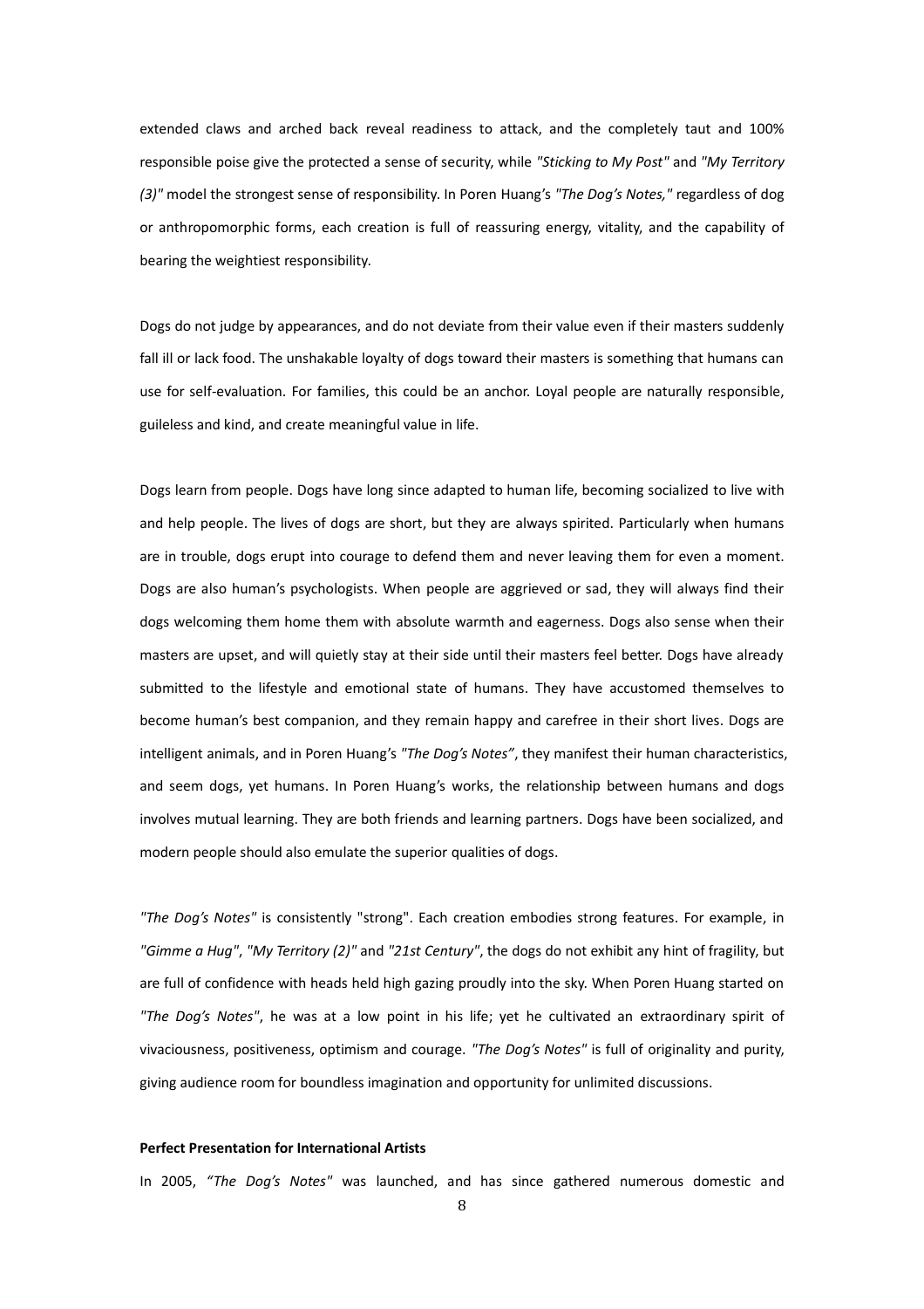extended claws and arched back reveal readiness to attack, and the completely taut and 100% responsible poise give the protected a sense of security, while *"Sticking to My Post"* and *"My Territory (3)"* model the strongest sense of responsibility. In Poren Huang's *"The Dog's Notes,"* regardless of dog or anthropomorphic forms, each creation is full of reassuring energy, vitality, and the capability of bearing the weightiest responsibility.

Dogs do not judge by appearances, and do not deviate from their value even if their masters suddenly fall ill or lack food. The unshakable loyalty of dogs toward their masters is something that humans can use for self-evaluation. For families, this could be an anchor. Loyal people are naturally responsible, guileless and kind, and create meaningful value in life.

Dogs learn from people. Dogs have long since adapted to human life, becoming socialized to live with and help people. The lives of dogs are short, but they are always spirited. Particularly when humans are in trouble, dogs erupt into courage to defend them and never leaving them for even a moment. Dogs are also human's psychologists. When people are aggrieved or sad, they will always find their dogs welcoming them home them with absolute warmth and eagerness. Dogs also sense when their masters are upset, and will quietly stay at their side until their masters feel better. Dogs have already submitted to the lifestyle and emotional state of humans. They have accustomed themselves to become human's best companion, and they remain happy and carefree in their short lives. Dogs are intelligent animals, and in Poren Huang's *"The Dog's Notes"*, they manifest their human characteristics, and seem dogs, yet humans. In Poren Huang's works, the relationship between humans and dogs involves mutual learning. They are both friends and learning partners. Dogs have been socialized, and modern people should also emulate the superior qualities of dogs.

*"The Dog's Notes"* is consistently "strong". Each creation embodies strong features. For example, in *"Gimme a Hug"*, *"My Territory (2)"* and *"21st Century"*, the dogs do not exhibit any hint of fragility, but are full of confidence with heads held high gazing proudly into the sky. When Poren Huang started on *"The Dog's Notes"*, he was at a low point in his life; yet he cultivated an extraordinary spirit of vivaciousness, positiveness, optimism and courage. *"The Dog's Notes"* is full of originality and purity, giving audience room for boundless imagination and opportunity for unlimited discussions.

**Perfect Presentation for International Artists**

In 2005, *"The Dog's Notes"* was launched, and has since gathered numerous domestic and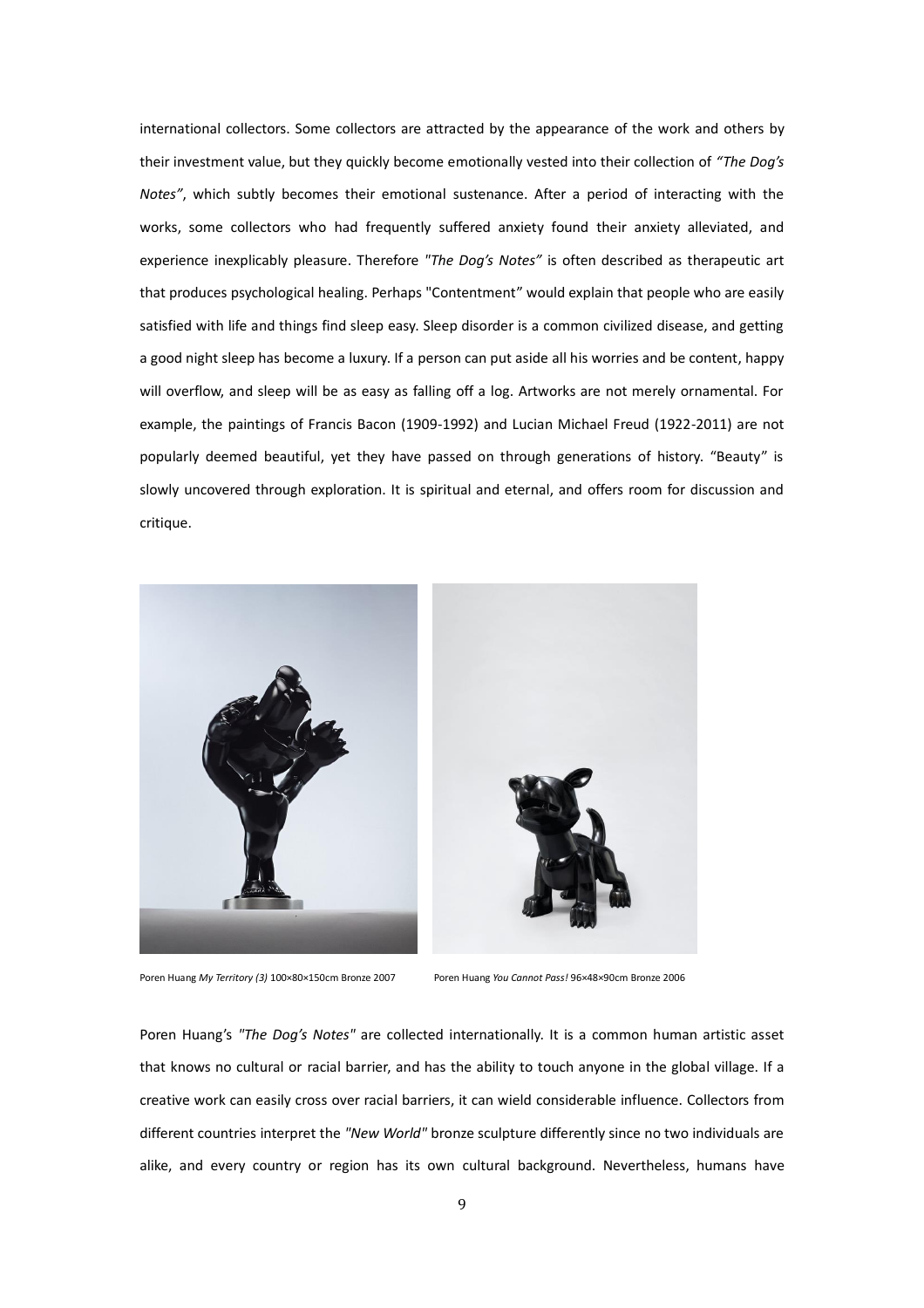international collectors. Some collectors are attracted by the appearance of the work and others by their investment value, but they quickly become emotionally vested into their collection of *"The Dog's Notes"*, which subtly becomes their emotional sustenance. After a period of interacting with the works, some collectors who had frequently suffered anxiety found their anxiety alleviated, and experience inexplicably pleasure. Therefore *"The Dog's Notes"* is often described as therapeutic art that produces psychological healing. Perhaps "Contentment" would explain that people who are easily satisfied with life and things find sleep easy. Sleep disorder is a common civilized disease, and getting a good night sleep has become a luxury. If a person can put aside all his worries and be content, happy will overflow, and sleep will be as easy as falling off a log. Artworks are not merely ornamental. For example, the paintings of Francis Bacon (1909-1992) and Lucian Michael Freud (1922-2011) are not popularly deemed beautiful, yet they have passed on through generations of history. "Beauty" is slowly uncovered through exploration. It is spiritual and eternal, and offers room for discussion and critique.

Poren Huang *My Territory (3)* 100×80×150cm Bronze 2007

Poren Huang *You Cannot Pass!* 96×48×90cm Bronze 2006

Poren Huang's *"The Dog's Notes"* are collected internationally. It is a common human artistic asset that knows no cultural or racial barrier, and has the ability to touch anyone in the global village. If a creative work can easily cross over racial barriers, it can wield considerable influence. Collectors from different countries interpret the *"New World"* bronze sculpture differently since no two individuals are alike, and every country or region has its own cultural background. Nevertheless, humans have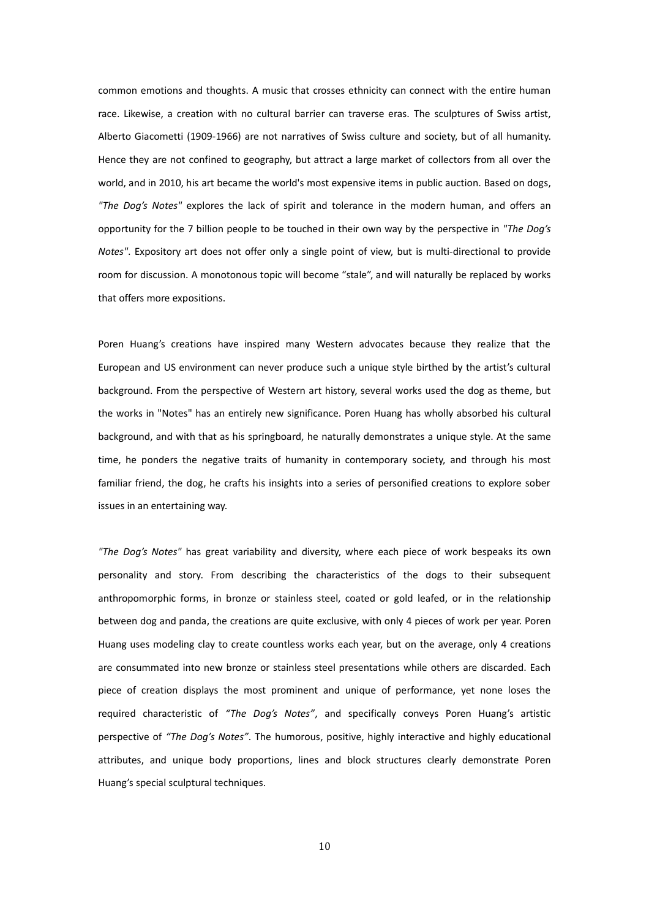common emotions and thoughts. A music that crosses ethnicity can connect with the entire human race. Likewise, a creation with no cultural barrier can traverse eras. The sculptures of Swiss artist, Alberto Giacometti (1909-1966) are not narratives of Swiss culture and society, but of all humanity. Hence they are not confined to geography, but attract a large market of collectors from all over the world, and in 2010, his art became the world's most expensive items in public auction. Based on dogs, *"The Dog's Notes"* explores the lack of spirit and tolerance in the modern human, and offers an opportunity for the 7 billion people to be touched in their own way by the perspective in *"The Dog's Notes"*. Expository art does not offer only a single point of view, but is multi-directional to provide room for discussion. A monotonous topic will become "stale", and will naturally be replaced by works that offers more expositions.

Poren Huang's creations have inspired many Western advocates because they realize that the European and US environment can never produce such a unique style birthed by the artist's cultural background. From the perspective of Western art history, several works used the dog as theme, but the works in "Notes" has an entirely new significance. Poren Huang has wholly absorbed his cultural background, and with that as his springboard, he naturally demonstrates a unique style. At the same time, he ponders the negative traits of humanity in contemporary society, and through his most familiar friend, the dog, he crafts his insights into a series of personified creations to explore sober issues in an entertaining way.

*"The Dog's Notes"* has great variability and diversity, where each piece of work bespeaks its own personality and story. From describing the characteristics of the dogs to their subsequent anthropomorphic forms, in bronze or stainless steel, coated or gold leafed, or in the relationship between dog and panda, the creations are quite exclusive, with only 4 pieces of work per year. Poren Huang uses modeling clay to create countless works each year, but on the average, only 4 creations are consummated into new bronze or stainless steel presentations while others are discarded. Each piece of creation displays the most prominent and unique of performance, yet none loses the required characteristic of *"The Dog's Notes"*, and specifically conveys Poren Huang's artistic perspective of *"The Dog's Notes"*. The humorous, positive, highly interactive and highly educational attributes, and unique body proportions, lines and block structures clearly demonstrate Poren Huang's special sculptural techniques.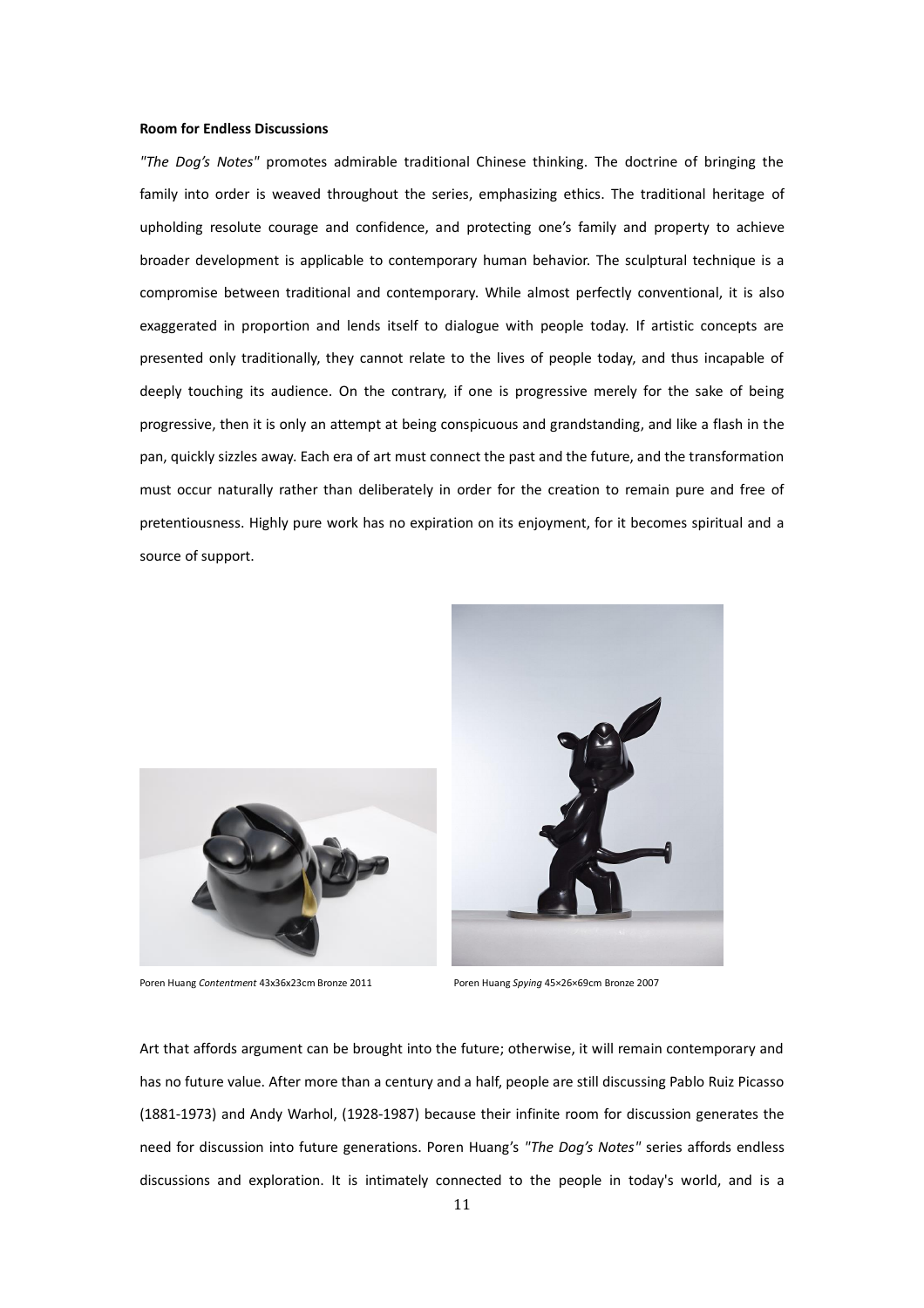**Room for Endless Discussions**

*"The Dog's Notes"* promotes admirable traditional Chinese thinking. The doctrine of bringing the family into order is weaved throughout the series, emphasizing ethics. The traditional heritage of upholding resolute courage and confidence, and protecting one's family and property to achieve broader development is applicable to contemporary human behavior. The sculptural technique is a compromise between traditional and contemporary. While almost perfectly conventional, it is also exaggerated in proportion and lends itself to dialogue with people today. If artistic concepts are presented only traditionally, they cannot relate to the lives of people today, and thus incapable of deeply touching its audience. On the contrary, if one is progressive merely for the sake of being progressive, then it is only an attempt at being conspicuous and grandstanding, and like a flash in the pan, quickly sizzles away. Each era of art must connect the past and the future, and the transformation must occur naturally rather than deliberately in order for the creation to remain pure and free of pretentiousness. Highly pure work has no expiration on its enjoyment, for it becomes spiritual and a source of support.

Poren Huang *Contentment* 43x36x23cm Bronze 2011

Poren Huang *Spying* 45×26×69cm Bronze 2007

Art that affords argument can be brought into the future; otherwise, it will remain contemporary and has no future value. After more than a century and a half, people are still discussing Pablo Ruiz Picasso (1881-1973) and Andy Warhol, (1928-1987) because their infinite room for discussion generates the need for discussion into future generations. Poren Huang's *"The Dog's Notes"* series affords endless discussions and exploration. It is intimately connected to the people in today's world, and is a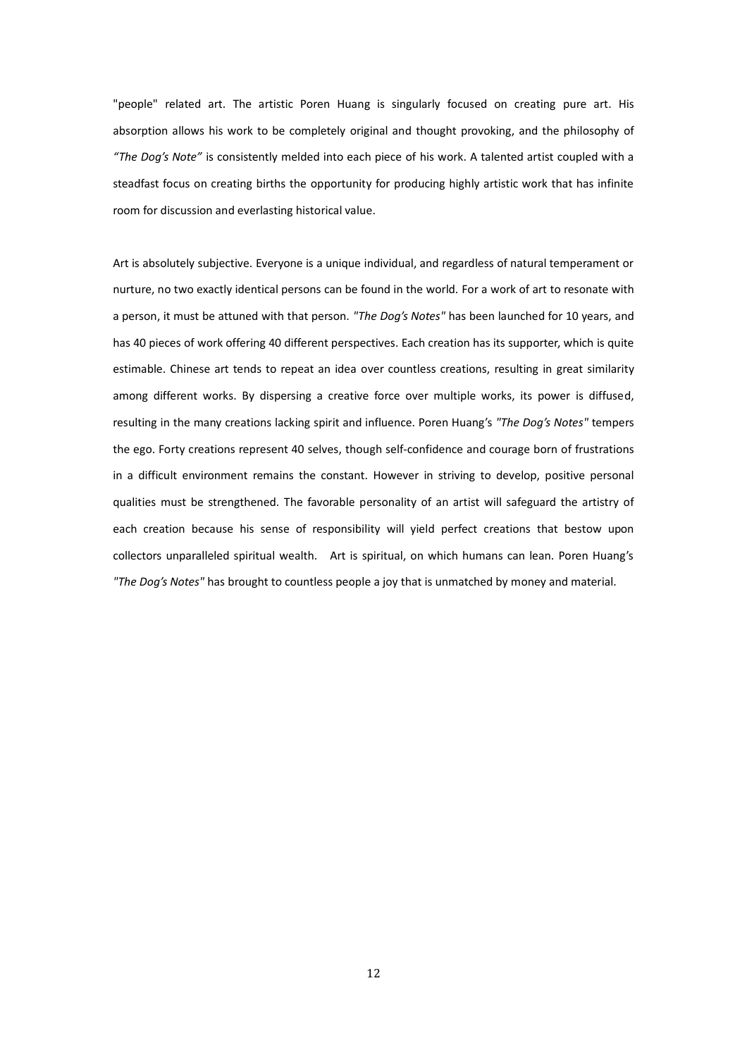"people" related art. The artistic Poren Huang is singularly focused on creating pure art. His absorption allows his work to be completely original and thought provoking, and the philosophy of *"The Dog's Note"* is consistently melded into each piece of his work. A talented artist coupled with a steadfast focus on creating births the opportunity for producing highly artistic work that has infinite room for discussion and everlasting historical value.

Art is absolutely subjective. Everyone is a unique individual, and regardless of natural temperament or nurture, no two exactly identical persons can be found in the world. For a work of art to resonate with a person, it must be attuned with that person. *"The Dog's Notes"* has been launched for 10 years, and has 40 pieces of work offering 40 different perspectives. Each creation has its supporter, which is quite estimable. Chinese art tends to repeat an idea over countless creations, resulting in great similarity among different works. By dispersing a creative force over multiple works, its power is diffused, resulting in the many creations lacking spirit and influence. Poren Huang's *"The Dog's Notes"* tempers the ego. Forty creations represent 40 selves, though self-confidence and courage born of frustrations in a difficult environment remains the constant. However in striving to develop, positive personal qualities must be strengthened. The favorable personality of an artist will safeguard the artistry of each creation because his sense of responsibility will yield perfect creations that bestow upon collectors unparalleled spiritual wealth. Art is spiritual, on which humans can lean. Poren Huang's *"The Dog's Notes"* has brought to countless people a joy that is unmatched by money and material.